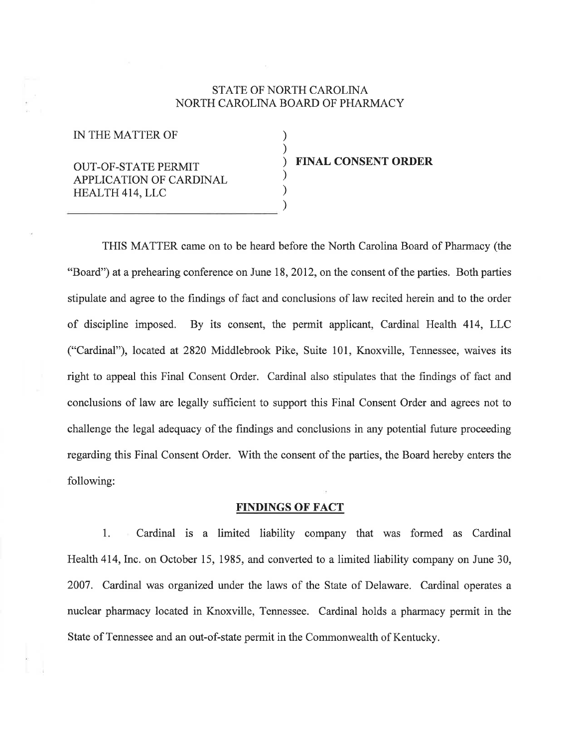STATE OF NORTH CAROLINA
NORTH CAROLINA BOARD OF PHARMACY

IN THE MATTER OF

OUT-OF-STATE PERMIT APPLICATION OF CARDINAL HEALTH 414, LLC

**FINAL CONSENT ORDER**

THIS MATTER came on to be heard before the North Carolina Board of Pharmacy (the "Board") at a prehearing conference on June 18, 2012, on the consent of the parties. Both parties stipulate and agree to the findings of fact and conclusions of law recited herein and to the order of discipline imposed. By its consent, the permit applicant, Cardinal Health 414, LLC ("Cardinal"), located at 2820 Middlebrook Pike, Suite 101, Knoxville, Tennessee, waives its right to appeal this Final Consent Order. Cardinal also stipulates that the findings of fact and conclusions of law are legally sufficient to support this Final Consent Order and agrees not to challenge the legal adequacy of the findings and conclusions in any potential future proceeding regarding this Final Consent Order. With the consent of the parties, the Board hereby enters the following:

## FINDINGS OF FACT

1. Cardinal is a limited liability company that was formed as Cardinal Health 414, Inc. on October 15, 1985, and converted to a limited liability company on June 30, 2007. Cardinal was organized under the laws of the State of Delaware. Cardinal operates a nuclear pharmacy located in Knoxville, Tennessee. Cardinal holds a pharmacy permit in the State of Tennessee and an out-of-state permit in the Commonwealth of Kentucky.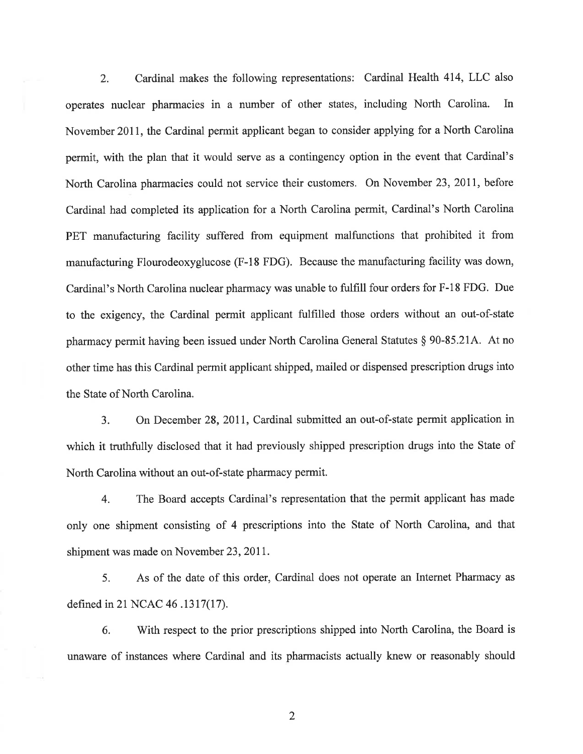2. Cardinal makes the following representations: Cardinal Health 414, LLC also operates nuclear pharmacies in a number of other states, including North Carolina. In November 2011, the Cardinal permit applicant began to consider applying for a North Carolina permit, with the plan that it would serve as a contingency option in the event that Cardinal's North Carolina pharmacies could not service their customers. On November 23, 2011, before Cardinal had completed its application for a North Carolina permit, Cardinal's North Carolina PET manufacturing facility suffered from equipment malfunctions that prohibited it from manufacturing Flourodeoxyglucose (F-18 FDG). Because the manufacturing facility was down, Cardinal's North Carolina nuclear pharmacy was unable to fulfill four orders for F-18 FDG. Due to the exigency, the Cardinal permit applicant fulfilled those orders without an out-of-state pharmacy permit having been issued under North Carolina General Statutes § 90-85.21A. At no other time has this Cardinal permit applicant shipped, mailed or dispensed prescription drugs into the State of North Carolina.

3. On December 28, 2011, Cardinal submitted an out-of-state permit application in which it truthfully disclosed that it had previously shipped prescription drugs into the State of North Carolina without an out-of-state pharmacy permit.

4. The Board accepts Cardinal's representation that the permit applicant has made only one shipment consisting of 4 prescriptions into the State of North Carolina, and that shipment was made on November 23, 2011.

5. As of the date of this order, Cardinal does not operate an Internet Pharmacy as defined in 21 NCAC 46 .1317(17).

6. With respect to the prior prescriptions shipped into North Carolina, the Board is unaware of instances where Cardinal and its pharmacists actually knew or reasonably should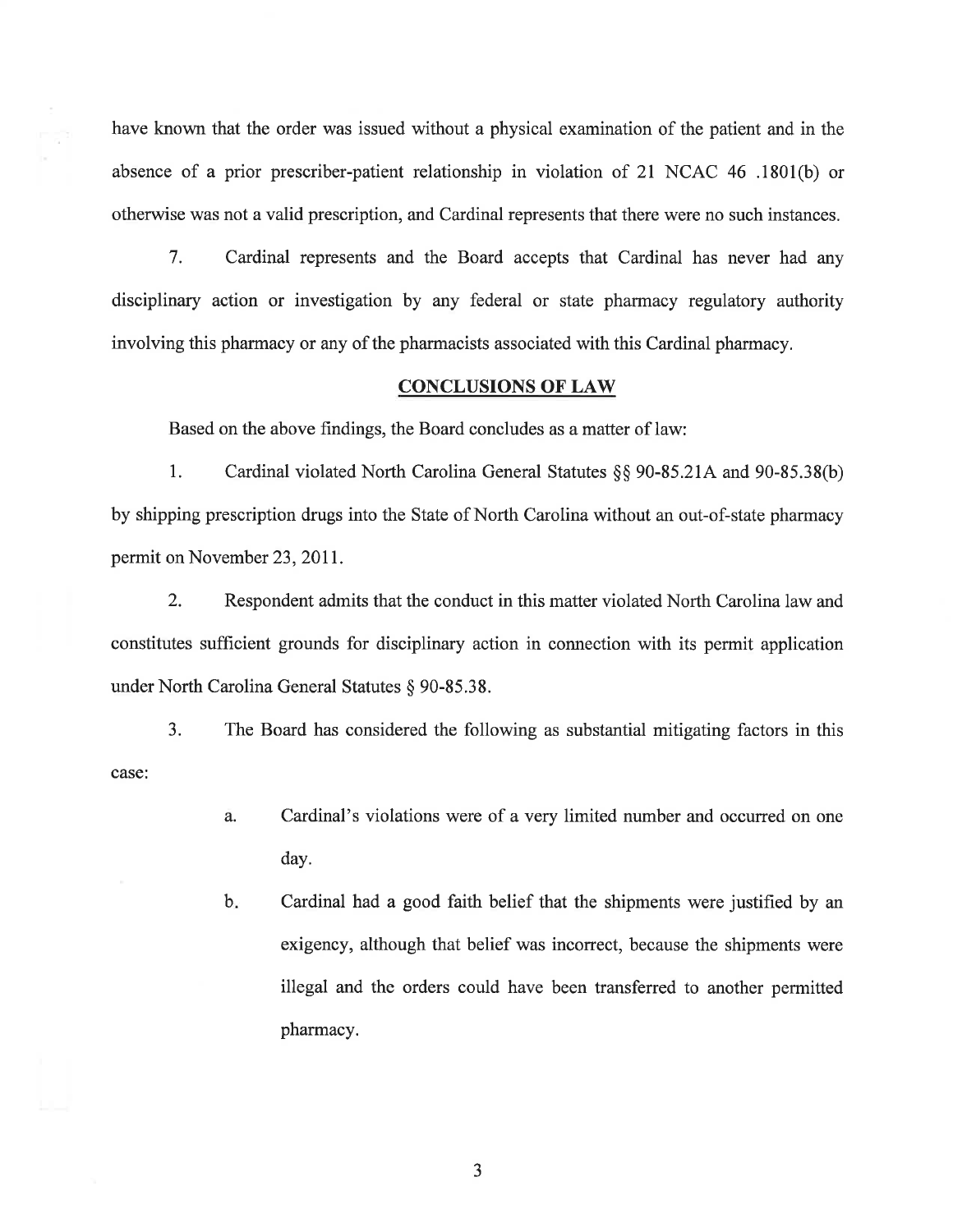have known that the order was issued without a physical examination of the patient and in the absence of a prior prescriber-patient relationship in violation of 21 NCAC 46 .1801(b) or otherwise was not a valid prescription, and Cardinal represents that there were no such instances.

7. Cardinal represents and the Board accepts that Cardinal has never had any disciplinary action or investigation by any federal or state pharmacy regulatory authority involving this pharmacy or any of the pharmacists associated with this Cardinal pharmacy.

## CONCLUSIONS OF LAW

Based on the above findings, the Board concludes as a matter of law:

1. Cardinal violated North Carolina General Statutes §§ 90-85.21A and 90-85.38(b) by shipping prescription drugs into the State of North Carolina without an out-of-state pharmacy permit on November 23, 2011.

2. Respondent admits that the conduct in this matter violated North Carolina law and constitutes sufficient grounds for disciplinary action in connection with its permit application under North Carolina General Statutes § 90-85.38.

3. The Board has considered the following as substantial mitigating factors in this case:

   a. Cardinal's violations were of a very limited number and occurred on one day.

   b. Cardinal had a good faith belief that the shipments were justified by an exigency, although that belief was incorrect, because the shipments were illegal and the orders could have been transferred to another permitted pharmacy.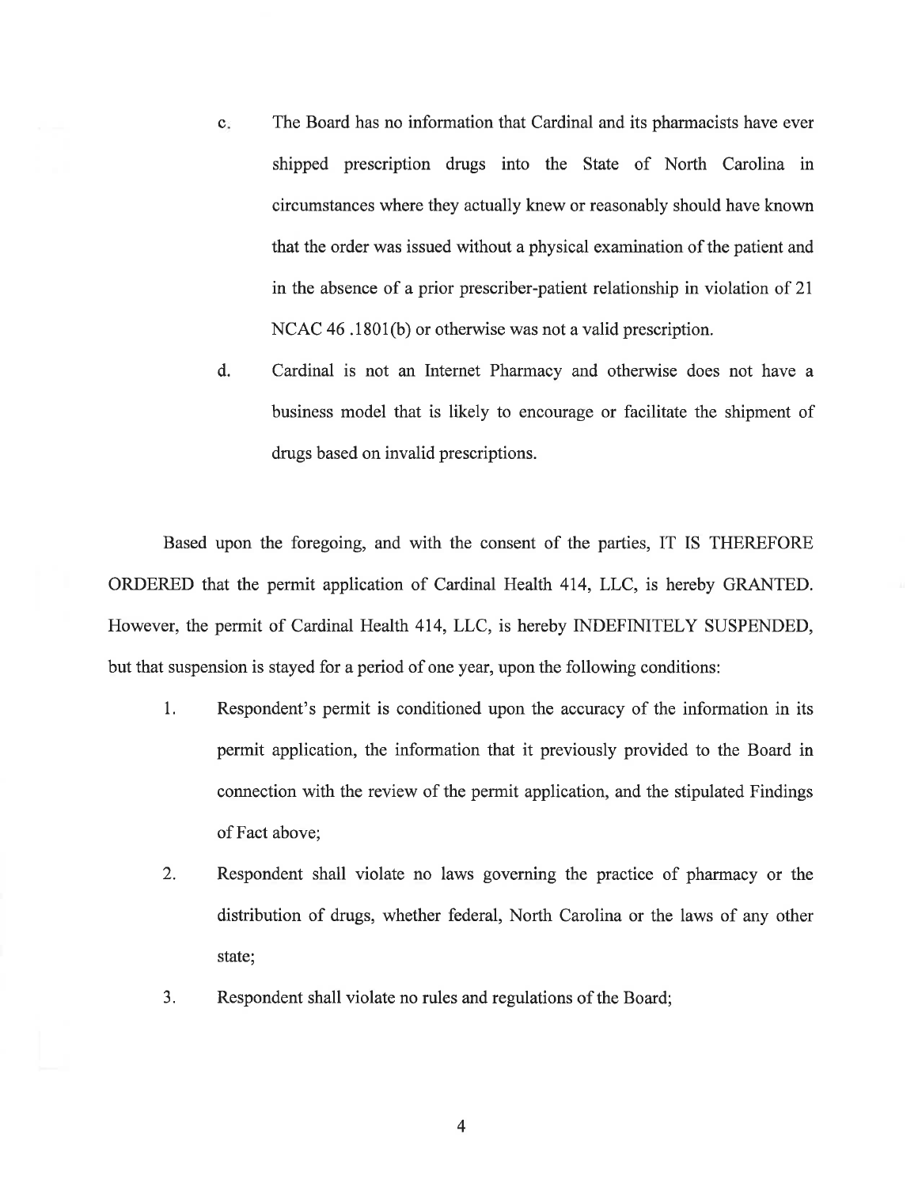c. The Board has no information that Cardinal and its pharmacists have ever shipped prescription drugs into the State of North Carolina in circumstances where they actually knew or reasonably should have known that the order was issued without a physical examination of the patient and in the absence of a prior prescriber-patient relationship in violation of 21 NCAC 46 .1801(b) or otherwise was not a valid prescription.

d. Cardinal is not an Internet Pharmacy and otherwise does not have a business model that is likely to encourage or facilitate the shipment of drugs based on invalid prescriptions.

Based upon the foregoing, and with the consent of the parties, IT IS THEREFORE ORDERED that the permit application of Cardinal Health 414, LLC, is hereby GRANTED. However, the permit of Cardinal Health 414, LLC, is hereby INDEFINITELY SUSPENDED, but that suspension is stayed for a period of one year, upon the following conditions:

1. Respondent's permit is conditioned upon the accuracy of the information in its permit application, the information that it previously provided to the Board in connection with the review of the permit application, and the stipulated Findings of Fact above;

2. Respondent shall violate no laws governing the practice of pharmacy or the distribution of drugs, whether federal, North Carolina or the laws of any other state;

3. Respondent shall violate no rules and regulations of the Board;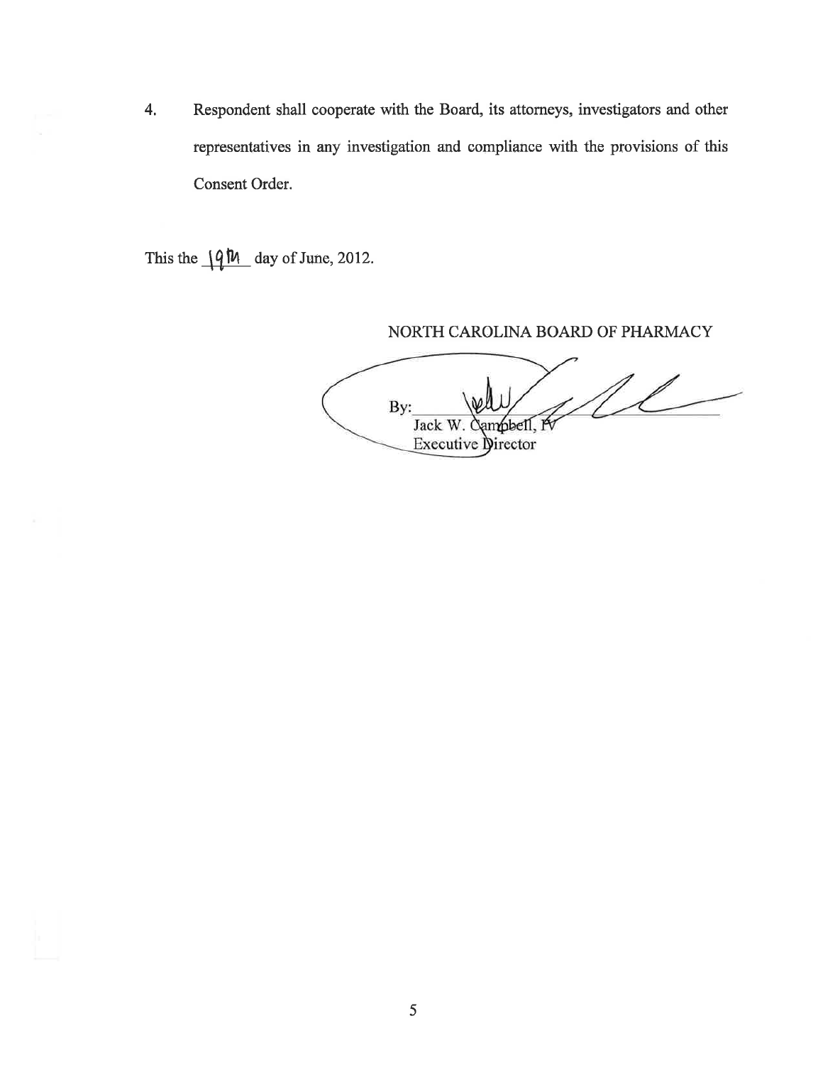4. Respondent shall cooperate with the Board, its attorneys, investigators and other representatives in any investigation and compliance with the provisions of this Consent Order.

This the 19th day of June, 2012.

NORTH CAROLINA BOARD OF PHARMACY

By: ______________________
Jack W. Campbell, IV
Executive Director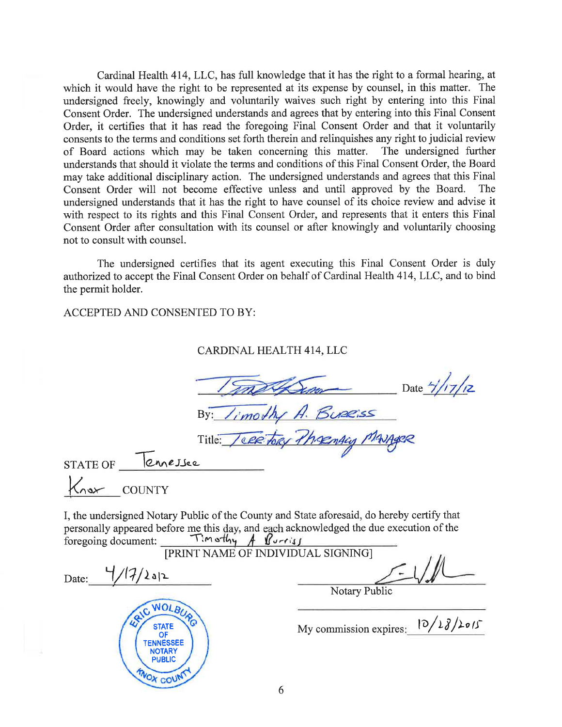Cardinal Health 414, LLC, has full knowledge that it has the right to a formal hearing, at which it would have the right to be represented at its expense by counsel, in this matter. The undersigned freely, knowingly and voluntarily waives such right by entering into this Final Consent Order. The undersigned understands and agrees that by entering into this Final Consent Order, it certifies that it has read the foregoing Final Consent Order and that it voluntarily consents to the terms and conditions set forth therein and relinquishes any right to judicial review of Board actions which may be taken concerning this matter. The undersigned further understands that should it violate the terms and conditions of this Final Consent Order, the Board may take additional disciplinary action. The undersigned understands and agrees that this Final Consent Order will not become effective unless and until approved by the Board. The undersigned understands that it has the right to have counsel of its choice review and advise it with respect to its rights and this Final Consent Order, and represents that it enters this Final Consent Order after consultation with its counsel or after knowingly and voluntarily choosing not to consult with counsel.

The undersigned certifies that its agent executing this Final Consent Order is duly authorized to accept the Final Consent Order on behalf of Cardinal Health 414, LLC, and to bind the permit holder.

ACCEPTED AND CONSENTED TO BY:

CARDINAL HEALTH 414, LLC

_[signature]_ Date 4/17/12

By: Timothy A. Burriss

Title: Territory Pharmacy Manager

STATE OF Tennessee

Knox COUNTY

I, the undersigned Notary Public of the County and State aforesaid, do hereby certify that personally appeared before me this day, and each acknowledged the due execution of the foregoing document: Timothy A Burriss

[PRINT NAME OF INDIVIDUAL SIGNING]

Date: 4/17/2012

_[signature]_
Notary Public

[Seal: ERIC WOLBURG, STATE OF TENNESSEE NOTARY PUBLIC, KNOX COUNTY]

My commission expires: 10/28/2015